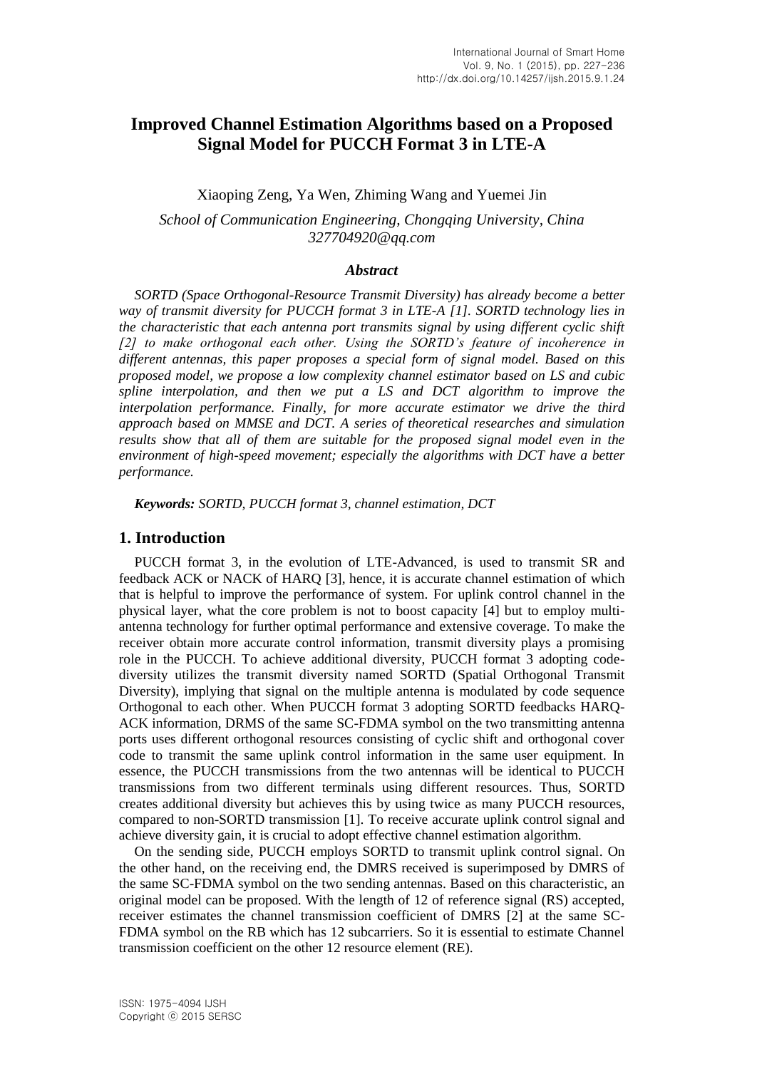# Improved Channel Estimation Algorithms based on a Proposed Signal Model for PUCCH Format 3 in LTE-A

Xiaoping Zeng, Ya Wen, Zhiming Wang and Yuemei Jin

*School of Communication Engineering, Chongqing University, China*
*327704920@qq.com*

### *Abstract*

*SORTD (Space Orthogonal-Resource Transmit Diversity) has already become a better way of transmit diversity for PUCCH format 3 in LTE-A [1]. SORTD technology lies in the characteristic that each antenna port transmits signal by using different cyclic shift [2] to make orthogonal each other. Using the SORTD's feature of incoherence in different antennas, this paper proposes a special form of signal model. Based on this proposed model, we propose a low complexity channel estimator based on LS and cubic spline interpolation, and then we put a LS and DCT algorithm to improve the interpolation performance. Finally, for more accurate estimator we drive the third approach based on MMSE and DCT. A series of theoretical researches and simulation results show that all of them are suitable for the proposed signal model even in the environment of high-speed movement; especially the algorithms with DCT have a better performance.*

***Keywords:*** *SORTD, PUCCH format 3, channel estimation, DCT*

## 1. Introduction

PUCCH format 3, in the evolution of LTE-Advanced, is used to transmit SR and feedback ACK or NACK of HARQ [3], hence, it is accurate channel estimation of which that is helpful to improve the performance of system. For uplink control channel in the physical layer, what the core problem is not to boost capacity [4] but to employ multi-antenna technology for further optimal performance and extensive coverage. To make the receiver obtain more accurate control information, transmit diversity plays a promising role in the PUCCH. To achieve additional diversity, PUCCH format 3 adopting code-diversity utilizes the transmit diversity named SORTD (Spatial Orthogonal Transmit Diversity), implying that signal on the multiple antenna is modulated by code sequence Orthogonal to each other. When PUCCH format 3 adopting SORTD feedbacks HARQ-ACK information, DRMS of the same SC-FDMA symbol on the two transmitting antenna ports uses different orthogonal resources consisting of cyclic shift and orthogonal cover code to transmit the same uplink control information in the same user equipment. In essence, the PUCCH transmissions from the two antennas will be identical to PUCCH transmissions from two different terminals using different resources. Thus, SORTD creates additional diversity but achieves this by using twice as many PUCCH resources, compared to non-SORTD transmission [1]. To receive accurate uplink control signal and achieve diversity gain, it is crucial to adopt effective channel estimation algorithm.

On the sending side, PUCCH employs SORTD to transmit uplink control signal. On the other hand, on the receiving end, the DMRS received is superimposed by DMRS of the same SC-FDMA symbol on the two sending antennas. Based on this characteristic, an original model can be proposed. With the length of 12 of reference signal (RS) accepted, receiver estimates the channel transmission coefficient of DMRS [2] at the same SC-FDMA symbol on the RB which has 12 subcarriers. So it is essential to estimate Channel transmission coefficient on the other 12 resource element (RE).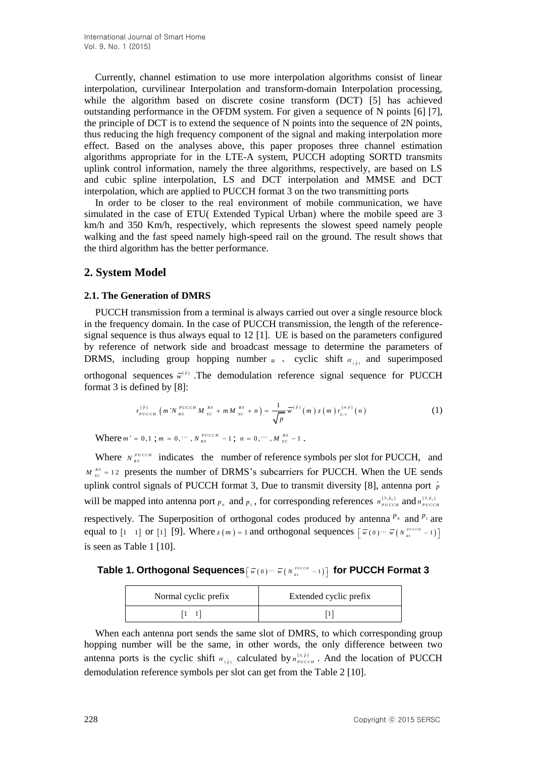Currently, channel estimation to use more interpolation algorithms consist of linear interpolation, curvilinear Interpolation and transform-domain Interpolation processing, while the algorithm based on discrete cosine transform (DCT) [5] has achieved outstanding performance in the OFDM system. For given a sequence of N points [6] [7], the principle of DCT is to extend the sequence of N points into the sequence of 2N points, thus reducing the high frequency component of the signal and making interpolation more effect. Based on the analyses above, this paper proposes three channel estimation algorithms appropriate for in the LTE-A system, PUCCH adopting SORTD transmits uplink control information, namely the three algorithms, respectively, are based on LS and cubic spline interpolation, LS and DCT interpolation and MMSE and DCT interpolation, which are applied to PUCCH format 3 on the two transmitting ports

In order to be closer to the real environment of mobile communication, we have simulated in the case of ETU( Extended Typical Urban) where the mobile speed are 3 km/h and 350 Km/h, respectively, which represents the slowest speed namely people walking and the fast speed namely high-speed rail on the ground. The result shows that the third algorithm has the better performance.

## 2. System Model

### 2.1. The Generation of DMRS

PUCCH transmission from a terminal is always carried out over a single resource block in the frequency domain. In the case of PUCCH transmission, the length of the reference-signal sequence is thus always equal to 12 [1]. UE is based on the parameters configured by reference of network side and broadcast message to determine the parameters of DRMS, including group hopping number $u$ 、 cyclic shift $\alpha_{(\tilde{p})}$ and superimposed orthogonal sequences $\overline{w}^{(\tilde{p})}$ .The demodulation reference signal sequence for PUCCH format 3 is defined by [8]:

$$r_{PUCCH}^{(\tilde{p})}\left(m'N_{RS}^{PUCCH}M_{SC}^{RS}+mM_{SC}^{RS}+n\right)=\frac{1}{\sqrt{P}}\overline{w}^{(\tilde{p})}(m)z(m)r_{u,v}^{(\alpha\tilde{p})}(n) \tag{1}$$

Where $m'=0,1$ ; $m=0,\cdots,N_{RS}^{PUCCH}-1$ ; $n=0,\cdots,M_{SC}^{RS}-1$ .

Where $N_{RS}^{PUCCH}$ indicates the number of reference symbols per slot for PUCCH, and $M_{SC}^{RS}=12$ presents the number of DRMS's subcarriers for PUCCH. When the UE sends uplink control signals of PUCCH format 3, Due to transmit diversity [8], antenna port $\tilde{p}$ will be mapped into antenna port $p_0$ and $p_1$ , for corresponding references $n_{PUCCH}^{(3,\tilde{p}_0)}$ and $n_{PUCCH}^{(3,\tilde{p}_1)}$ respectively. The Superposition of orthogonal codes produced by antenna $p_0$ and $p_1$ are equal to $[1 \quad 1]$ or $[1]$ [9]. Where $z(m)=1$ and orthogonal sequences $\left[\overline{w}(0)\cdots\overline{w}\left(N_{RS}^{PUCCH}-1\right)\right]$ is seen as Table 1 [10].

**Table 1. Orthogonal Sequences $\left[\overline{w}(0)\cdots\overline{w}\left(N_{RS}^{PUCCH}-1\right)\right]$ for PUCCH Format 3**

| Normal cyclic prefix | Extended cyclic prefix |
| --- | --- |
| $[1 \quad 1]$ | $[1]$ |

When each antenna port sends the same slot of DMRS, to which corresponding group hopping number will be the same, in other words, the only difference between two antenna ports is the cyclic shift $\alpha_{(\tilde{p})}$ calculated by $n_{PUCCH}^{(3,\tilde{p})}$ . And the location of PUCCH demodulation reference symbols per slot can get from the Table 2 [10].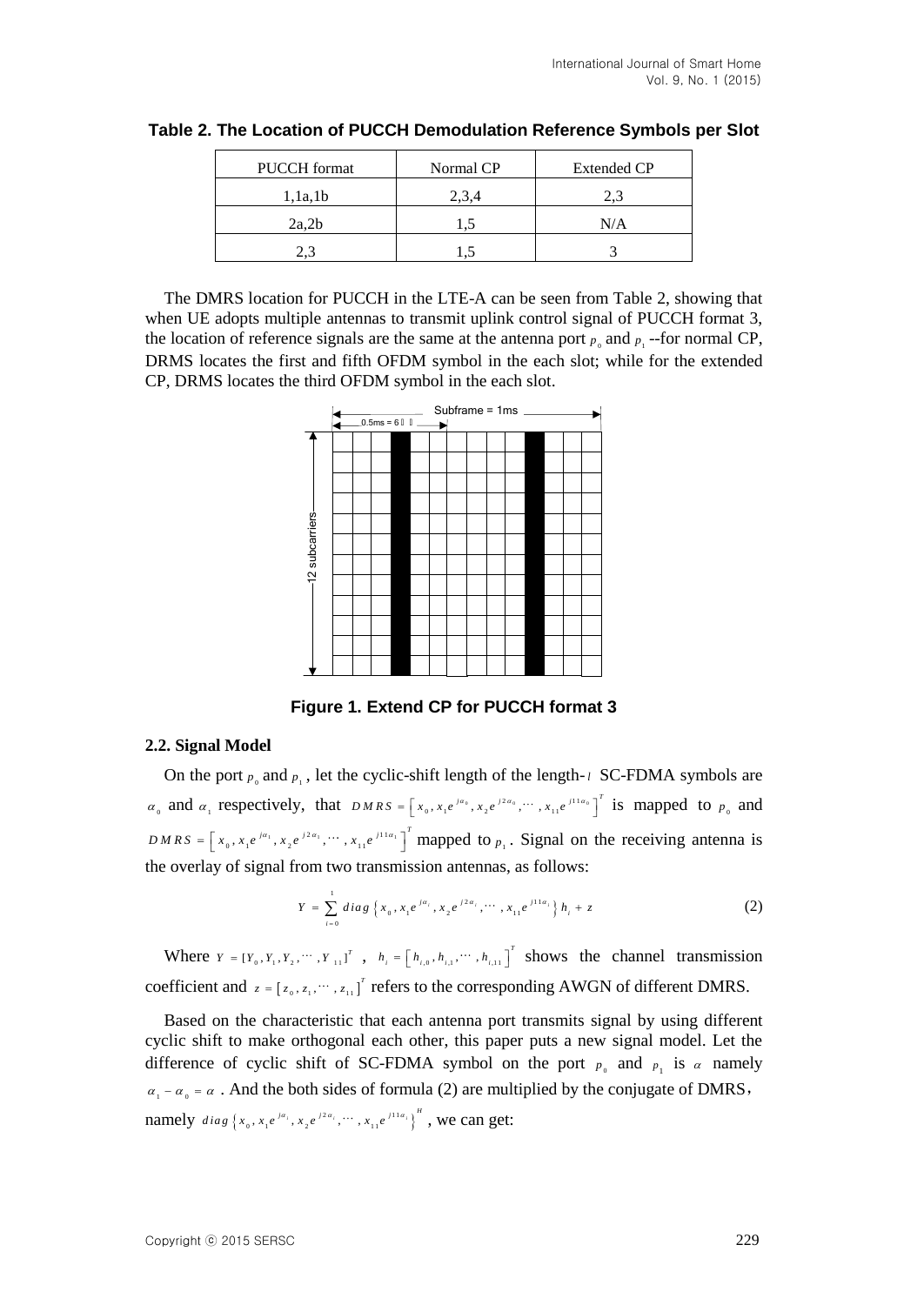**Table 2. The Location of PUCCH Demodulation Reference Symbols per Slot**

| PUCCH format | Normal CP | Extended CP |
|---|---|---|
| 1,1a,1b | 2,3,4 | 2,3 |
| 2a,2b | 1,5 | N/A |
| 2,3 | 1,5 | 3 |

The DMRS location for PUCCH in the LTE-A can be seen from Table 2, showing that when UE adopts multiple antennas to transmit uplink control signal of PUCCH format 3, the location of reference signals are the same at the antenna port $p_0$ and $p_1$ --for normal CP, DRMS locates the first and fifth OFDM symbol in the each slot; while for the extended CP, DRMS locates the third OFDM symbol in the each slot.

**Figure 1. Extend CP for PUCCH format 3**

### 2.2. Signal Model

On the port $p_0$ and $p_1$, let the cyclic-shift length of the length-$l$ SC-FDMA symbols are $\alpha_0$ and $\alpha_1$ respectively, that $DMRS = \left[x_0, x_1 e^{j\alpha_0}, x_2 e^{j2\alpha_0}, \cdots, x_{11} e^{j11\alpha_0}\right]^T$ is mapped to $p_0$ and $DMRS = \left[x_0, x_1 e^{j\alpha_1}, x_2 e^{j2\alpha_1}, \cdots, x_{11} e^{j11\alpha_1}\right]^T$ mapped to $p_1$. Signal on the receiving antenna is the overlay of signal from two transmission antennas, as follows:

$$Y = \sum_{i=0}^{1} diag\left\{x_0, x_1 e^{j\alpha_i}, x_2 e^{j2\alpha_i}, \cdots, x_{11} e^{j11\alpha_i}\right\} h_i + z \tag{2}$$

Where $Y = [Y_0, Y_1, Y_2, \cdots, Y_{11}]^T$, $h_i = \left[h_{i,0}, h_{i,1}, \cdots, h_{i,11}\right]^T$ shows the channel transmission coefficient and $z = \left[z_0, z_1, \cdots, z_{11}\right]^T$ refers to the corresponding AWGN of different DMRS.

Based on the characteristic that each antenna port transmits signal by using different cyclic shift to make orthogonal each other, this paper puts a new signal model. Let the difference of cyclic shift of SC-FDMA symbol on the port $p_0$ and $p_1$ is $\alpha$ namely $\alpha_1 - \alpha_0 = \alpha$. And the both sides of formula (2) are multiplied by the conjugate of DMRS, namely $diag\left\{x_0, x_1 e^{j\alpha_i}, x_2 e^{j2\alpha_i}, \cdots, x_{11} e^{j11\alpha_i}\right\}^H$, we can get: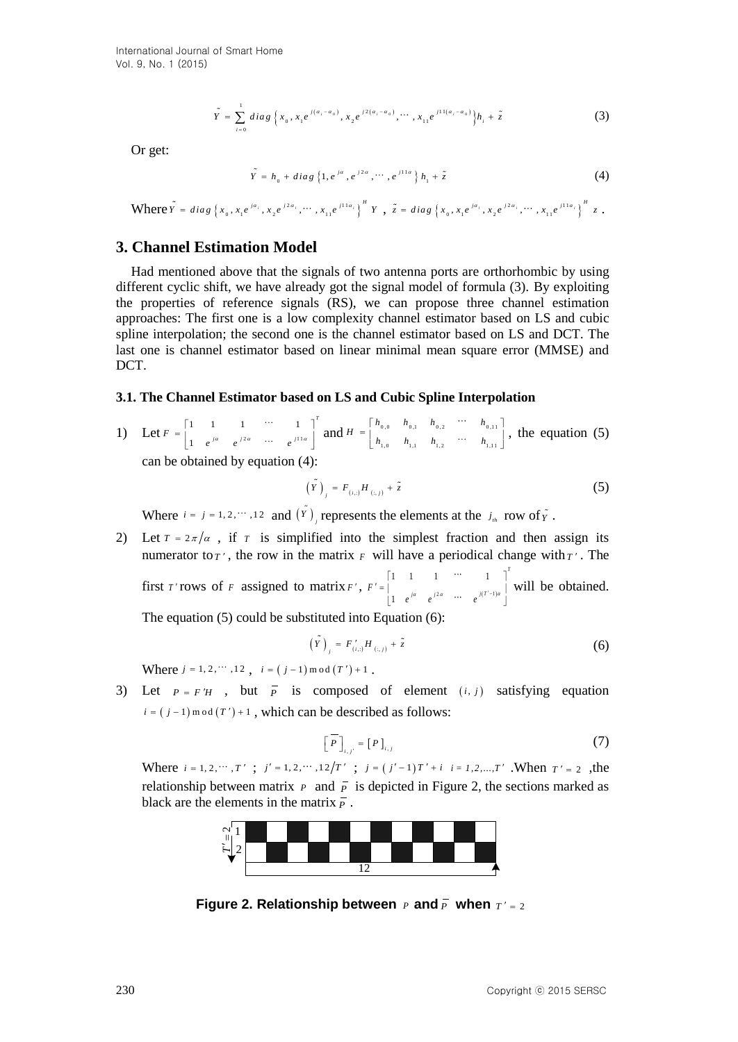$$\tilde{Y} = \sum_{i=0}^{1} diag\left\{x_0, x_1 e^{j(\alpha_i - \alpha_0)}, x_2 e^{j2(\alpha_i - \alpha_0)}, \cdots, x_{11} e^{j11(\alpha_i - \alpha_0)}\right\} h_i + \tilde{z} \tag{3}$$

Or get:

$$\tilde{Y} = h_0 + diag\left\{1, e^{j\alpha}, e^{j2\alpha}, \cdots, e^{j11\alpha}\right\} h_1 + \tilde{z} \tag{4}$$

Where $\tilde{Y} = diag\left\{x_0, x_1 e^{j\alpha_i}, x_2 e^{j2\alpha_i}, \cdots, x_{11} e^{j11\alpha_i}\right\}^H Y$ , $\tilde{z} = diag\left\{x_0, x_1 e^{j\alpha_i}, x_2 e^{j2\alpha_i}, \cdots, x_{11} e^{j11\alpha_i}\right\}^H z$ .

## 3. Channel Estimation Model

Had mentioned above that the signals of two antenna ports are orthorhombic by using different cyclic shift, we have already got the signal model of formula (3). By exploiting the properties of reference signals (RS), we can propose three channel estimation approaches: The first one is a low complexity channel estimator based on LS and cubic spline interpolation; the second one is the channel estimator based on LS and DCT. The last one is channel estimator based on linear minimal mean square error (MMSE) and DCT.

### 3.1. The Channel Estimator based on LS and Cubic Spline Interpolation

1) Let $F = \begin{bmatrix} 1 & 1 & 1 & \cdots & 1 \\ 1 & e^{j\alpha} & e^{j2\alpha} & \cdots & e^{j11\alpha} \end{bmatrix}^T$ and $H = \begin{bmatrix} h_{0,0} & h_{0,1} & h_{0,2} & \cdots & h_{0,11} \\ h_{1,0} & h_{1,1} & h_{1,2} & \cdots & h_{1,11} \end{bmatrix}$, the equation (5) can be obtained by equation (4):

$$\left(\tilde{Y}\right)_j = F_{(i,:)} H_{(:,j)} + \tilde{z} \tag{5}$$

Where $i = j = 1, 2, \cdots, 12$ and $\left(\tilde{Y}\right)_j$ represents the elements at the $j_{th}$ row of $\tilde{Y}$ .

2) Let $T = 2\pi/\alpha$ , if $T$ is simplified into the simplest fraction and then assign its numerator to $T'$, the row in the matrix $F$ will have a periodical change with $T'$. The first $T'$ rows of $F$ assigned to matrix $F'$, $F' = \begin{bmatrix} 1 & 1 & 1 & \cdots & 1 \\ 1 & e^{j\alpha} & e^{j2\alpha} & \cdots & e^{j(T'-1)\alpha} \end{bmatrix}^T$ will be obtained. The equation (5) could be substituted into Equation (6):

$$\left(\tilde{Y}\right)_j = F'_{(i,:)} H_{(:,j)} + \tilde{z} \tag{6}$$

Where $j = 1, 2, \cdots, 12$ , $i = (j-1) \bmod (T') + 1$ .

3) Let $P = F'H$ , but $\bar{P}$ is composed of element $(i, j)$ satisfying equation $i = (j-1) \bmod (T') + 1$ , which can be described as follows:

$$\left[\bar{P}\right]_{i,j'} = \left[P\right]_{i,j} \tag{7}$$

Where $i = 1, 2, \cdots, T'$ ; $j' = 1, 2, \cdots, 12/T'$ ; $j = (j'-1)T' + i$ $i = 1, 2, ..., T'$ .When $T' = 2$ ,the relationship between matrix $P$ and $\bar{P}$ is depicted in Figure 2, the sections marked as black are the elements in the matrix $\bar{P}$ .

**Figure 2. Relationship between $P$ and $\bar{P}$ when $T' = 2$**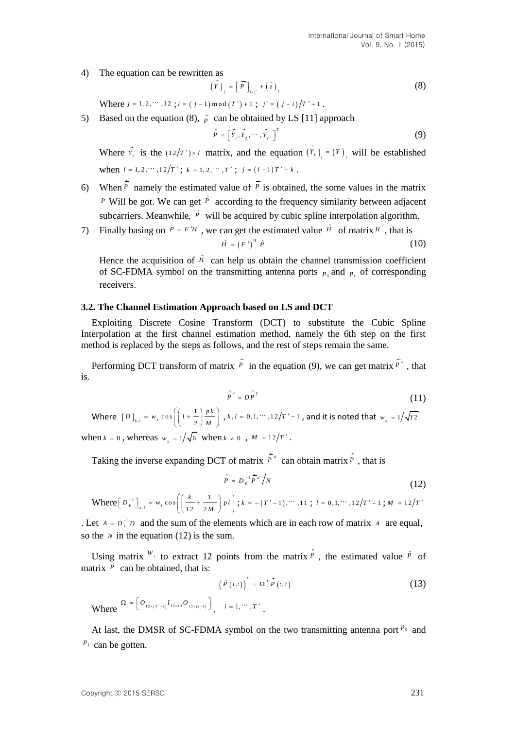4) The equation can be rewritten as

$$\left(\tilde{Y}\right)_j = \left[\bar{P}\right]_{i,j'} + \left(\tilde{z}\right)_j \tag{8}$$

Where $j = 1, 2, \cdots, 12$ ; $i = (j-1) \bmod (T') + 1$ ; $j' = (j-i)/T' + 1$ .

5) Based on the equation (8), $\hat{\bar{P}}$ can be obtained by LS [11] approach

$$\hat{\bar{P}} = \left[\tilde{Y}_1, \tilde{Y}_2, \cdots, \tilde{Y}_{T'}\right]^T \tag{9}$$

Where $\tilde{Y}_k$ is the $(12/T') \times l$ matrix, and the equation $\left(\tilde{Y}_k\right)_l = \left(\tilde{Y}\right)_j$ will be established when $l = 1, 2, \cdots, 12/T'$ ; $k = 1, 2, \cdots, T'$ ; $j = (l-1)T' + k$ .

6) When $\hat{\bar{P}}$ namely the estimated value of $\bar{P}$ is obtained, the some values in the matrix $P$ Will be got. We can get $\hat{P}$ according to the frequency similarity between adjacent subcarriers. Meanwhile, $\hat{P}$ will be acquired by cubic spline interpolation algorithm.

7) Finally basing on $P = F'H$ , we can get the estimated value $\hat{H}$ of matrix $H$ , that is

$$\hat{H} = (F')^H \hat{P} \tag{10}$$

Hence the acquisition of $\hat{H}$ can help us obtain the channel transmission coefficient of SC-FDMA symbol on the transmitting antenna ports $p_0$ and $p_1$ of corresponding receivers.

### 3.2. The Channel Estimation Approach based on LS and DCT

Exploiting Discrete Cosine Transform (DCT) to substitute the Cubic Spline Interpolation at the first channel estimation method, namely the 6th step on the first method is replaced by the steps as follows, and the rest of steps remain the same.

Performing DCT transform of matrix $\hat{\bar{P}}$ in the equation (9), we can get matrix $\hat{\bar{P}}^d$ , that is.

$$\hat{\bar{P}}^d = D\hat{\bar{P}}^T \tag{11}$$

Where $[D]_{k,l} = w_k \cos\left(\left(l + \frac{1}{2}\right)\frac{pk}{M}\right)$ , $k, l = 0, 1, \cdots, 12/T' - 1$ , and it is noted that $w_k = 1/\sqrt{12}$ when $k = 0$ , whereas $w_k = 1/\sqrt{6}$ when $k \neq 0$ , $M = 12/T'$ .

Taking the inverse expanding DCT of matrix $\hat{\bar{P}}^d$ can obtain matrix $\hat{\tilde{P}}$ , that is

$$\hat{\tilde{P}} = D_E^{-1}\hat{\bar{P}}^d / N \tag{12}$$

Where $\left[D_E^{-1}\right]_{k,l} = w_l \cos\left(\left(\frac{k}{12} + \frac{1}{2M}\right)pl\right)$ ; $k = -(T'-1), \cdots, 11$ ; $l = 0, 1, \cdots, 12/T' - 1$ ; $M = 12/T'$ . Let $A = D_E^{-1}D$ and the sum of the elements which are in each row of matrix $A$ are equal, so the $N$ in the equation (12) is the sum.

Using matrix $W_i$ to extract 12 points from the matrix $\hat{\tilde{P}}$ , the estimated value $\hat{P}$ of matrix $P$ can be obtained, that is:

$$\left(\hat{P}(i,:)\right)^T = \Omega_i^T \hat{\tilde{P}}(:, i) \tag{13}$$

Where $\Omega = \left[O_{12\times(T'-i)} I_{12\times12} O_{12\times(i-1)}\right]$ , $i = 1, \cdots, T'$ .

At last, the DMSR of SC-FDMA symbol on the two transmitting antenna port $p_0$ and $p_1$ can be gotten.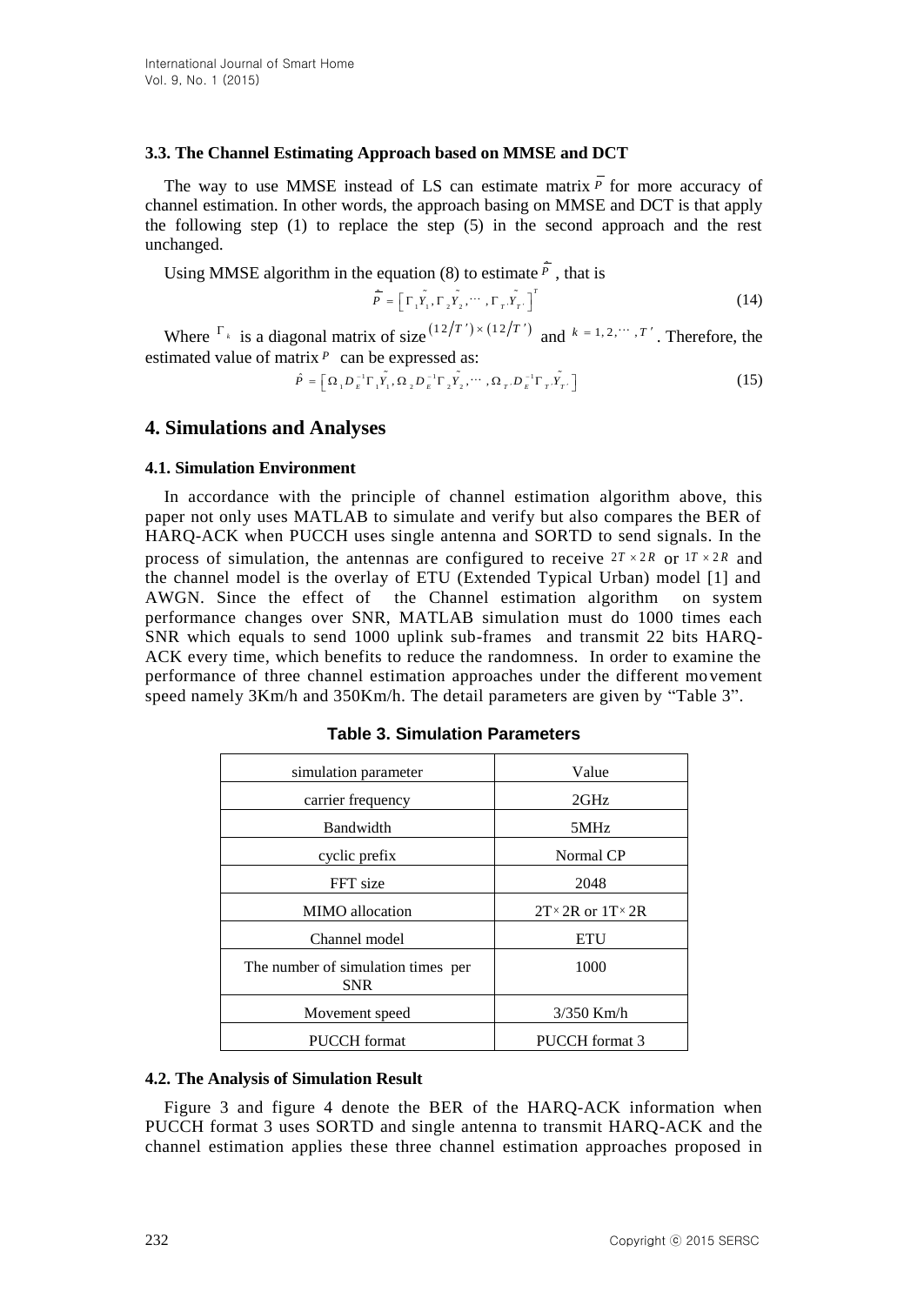### 3.3. The Channel Estimating Approach based on MMSE and DCT

The way to use MMSE instead of LS can estimate matrix $\bar{P}$ for more accuracy of channel estimation. In other words, the approach basing on MMSE and DCT is that apply the following step (1) to replace the step (5) in the second approach and the rest unchanged.

Using MMSE algorithm in the equation (8) to estimate $\hat{\bar{P}}$ , that is

$$\hat{\bar{P}} = \left[ \Gamma_1 \tilde{Y}_1, \Gamma_2 \tilde{Y}_2, \cdots, \Gamma_{T'} \tilde{Y}_{T'} \right]^T \tag{14}$$

Where $\Gamma_k$ is a diagonal matrix of size $(12/T') \times (12/T')$ and $k = 1, 2, \cdots, T'$. Therefore, the estimated value of matrix $P$ can be expressed as:

$$\hat{P} = \left[ \Omega_1 D_E^{-1} \Gamma_1 \tilde{Y}_1, \Omega_2 D_E^{-1} \Gamma_2 \tilde{Y}_2, \cdots, \Omega_{T'} D_E^{-1} \Gamma_{T'} \tilde{Y}_{T'} \right] \tag{15}$$

## 4. Simulations and Analyses

### 4.1. Simulation Environment

In accordance with the principle of channel estimation algorithm above, this paper not only uses MATLAB to simulate and verify but also compares the BER of HARQ-ACK when PUCCH uses single antenna and SORTD to send signals. In the process of simulation, the antennas are configured to receive $2T \times 2R$ or $1T \times 2R$ and the channel model is the overlay of ETU (Extended Typical Urban) model [1] and AWGN. Since the effect of the Channel estimation algorithm on system performance changes over SNR, MATLAB simulation must do 1000 times each SNR which equals to send 1000 uplink sub-frames and transmit 22 bits HARQ-ACK every time, which benefits to reduce the randomness. In order to examine the performance of three channel estimation approaches under the different movement speed namely 3Km/h and 350Km/h. The detail parameters are given by "Table 3".

**Table 3. Simulation Parameters**

| simulation parameter | Value |
|---|---|
| carrier frequency | 2GHz |
| Bandwidth | 5MHz |
| cyclic prefix | Normal CP |
| FFT size | 2048 |
| MIMO allocation | 2T×2R or 1T×2R |
| Channel model | ETU |
| The number of simulation times per SNR | 1000 |
| Movement speed | 3/350 Km/h |
| PUCCH format | PUCCH format 3 |

### 4.2. The Analysis of Simulation Result

Figure 3 and figure 4 denote the BER of the HARQ-ACK information when PUCCH format 3 uses SORTD and single antenna to transmit HARQ-ACK and the channel estimation applies these three channel estimation approaches proposed in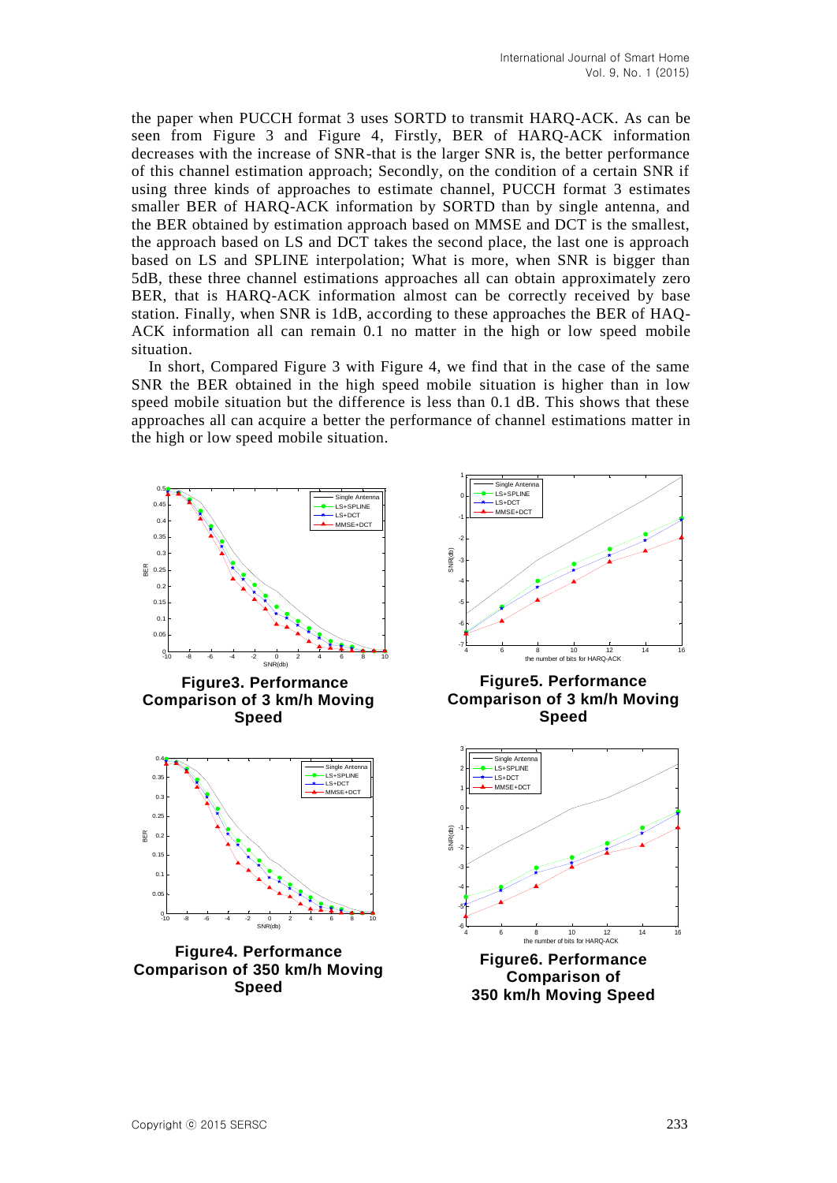the paper when PUCCH format 3 uses SORTD to transmit HARQ-ACK. As can be seen from Figure 3 and Figure 4, Firstly, BER of HARQ-ACK information decreases with the increase of SNR-that is the larger SNR is, the better performance of this channel estimation approach; Secondly, on the condition of a certain SNR if using three kinds of approaches to estimate channel, PUCCH format 3 estimates smaller BER of HARQ-ACK information by SORTD than by single antenna, and the BER obtained by estimation approach based on MMSE and DCT is the smallest, the approach based on LS and DCT takes the second place, the last one is approach based on LS and SPLINE interpolation; What is more, when SNR is bigger than 5dB, these three channel estimations approaches all can obtain approximately zero BER, that is HARQ-ACK information almost can be correctly received by base station. Finally, when SNR is 1dB, according to these approaches the BER of HAQ-ACK information all can remain 0.1 no matter in the high or low speed mobile situation.

In short, Compared Figure 3 with Figure 4, we find that in the case of the same SNR the BER obtained in the high speed mobile situation is higher than in low speed mobile situation but the difference is less than 0.1 dB. This shows that these approaches all can acquire a better the performance of channel estimations matter in the high or low speed mobile situation.

**Figure3. Performance Comparison of 3 km/h Moving Speed**

**Figure5. Performance Comparison of 3 km/h Moving Speed**

**Figure4. Performance Comparison of 350 km/h Moving Speed**

**Figure6. Performance Comparison of 350 km/h Moving Speed**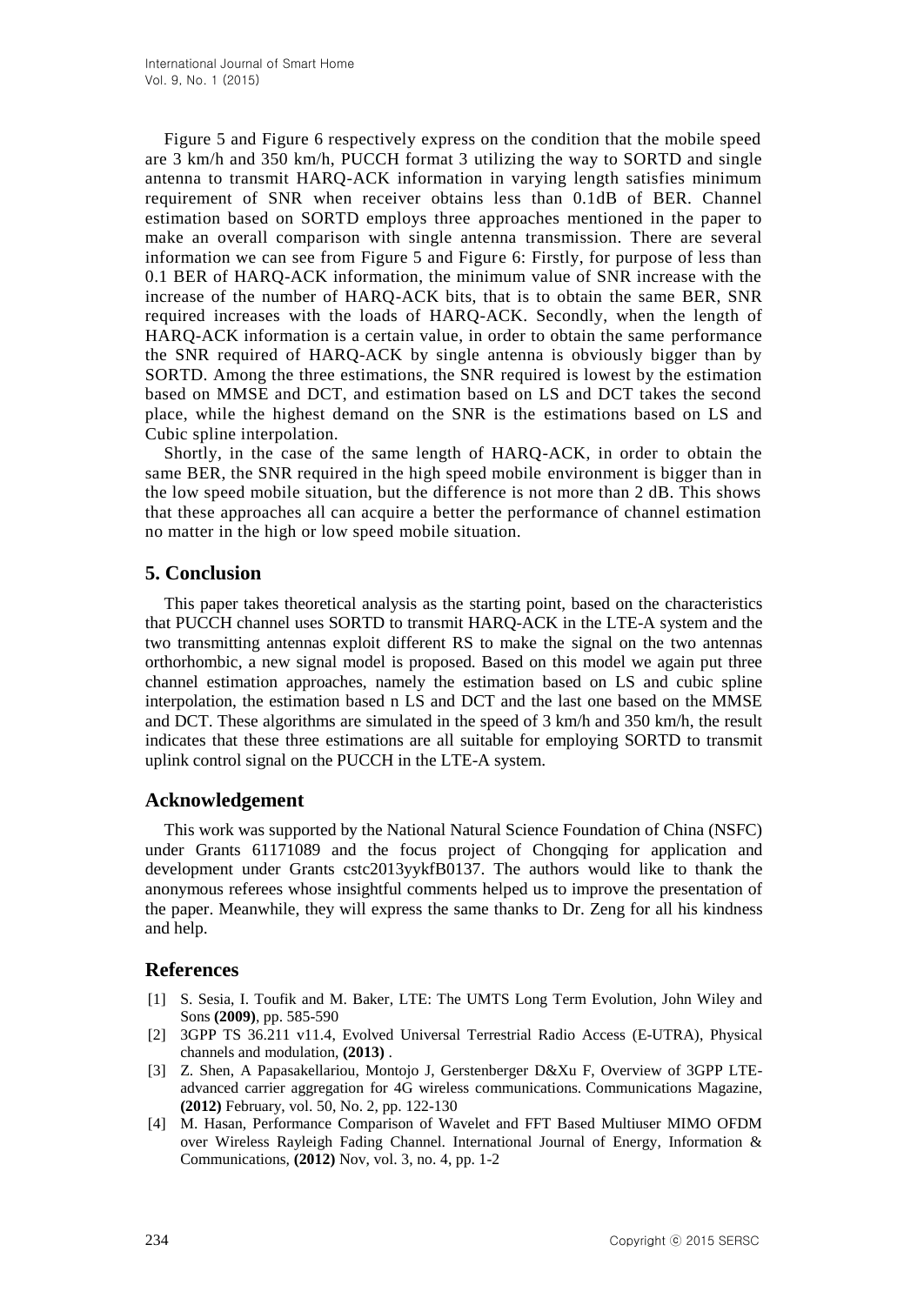Figure 5 and Figure 6 respectively express on the condition that the mobile speed are 3 km/h and 350 km/h, PUCCH format 3 utilizing the way to SORTD and single antenna to transmit HARQ-ACK information in varying length satisfies minimum requirement of SNR when receiver obtains less than 0.1dB of BER. Channel estimation based on SORTD employs three approaches mentioned in the paper to make an overall comparison with single antenna transmission. There are several information we can see from Figure 5 and Figure 6: Firstly, for purpose of less than 0.1 BER of HARQ-ACK information, the minimum value of SNR increase with the increase of the number of HARQ-ACK bits, that is to obtain the same BER, SNR required increases with the loads of HARQ-ACK. Secondly, when the length of HARQ-ACK information is a certain value, in order to obtain the same performance the SNR required of HARQ-ACK by single antenna is obviously bigger than by SORTD. Among the three estimations, the SNR required is lowest by the estimation based on MMSE and DCT, and estimation based on LS and DCT takes the second place, while the highest demand on the SNR is the estimations based on LS and Cubic spline interpolation.

Shortly, in the case of the same length of HARQ-ACK, in order to obtain the same BER, the SNR required in the high speed mobile environment is bigger than in the low speed mobile situation, but the difference is not more than 2 dB. This shows that these approaches all can acquire a better the performance of channel estimation no matter in the high or low speed mobile situation.

## 5. Conclusion

This paper takes theoretical analysis as the starting point, based on the characteristics that PUCCH channel uses SORTD to transmit HARQ-ACK in the LTE-A system and the two transmitting antennas exploit different RS to make the signal on the two antennas orthorhombic, a new signal model is proposed. Based on this model we again put three channel estimation approaches, namely the estimation based on LS and cubic spline interpolation, the estimation based n LS and DCT and the last one based on the MMSE and DCT. These algorithms are simulated in the speed of 3 km/h and 350 km/h, the result indicates that these three estimations are all suitable for employing SORTD to transmit uplink control signal on the PUCCH in the LTE-A system.

## Acknowledgement

This work was supported by the National Natural Science Foundation of China (NSFC) under Grants 61171089 and the focus project of Chongqing for application and development under Grants cstc2013yykfB0137. The authors would like to thank the anonymous referees whose insightful comments helped us to improve the presentation of the paper. Meanwhile, they will express the same thanks to Dr. Zeng for all his kindness and help.

## References

[1] S. Sesia, I. Toufik and M. Baker, LTE: The UMTS Long Term Evolution, John Wiley and Sons **(2009)**, pp. 585-590

[2] 3GPP TS 36.211 v11.4, Evolved Universal Terrestrial Radio Access (E-UTRA), Physical channels and modulation, **(2013)** .

[3] Z. Shen, A Papasakellariou, Montojo J, Gerstenberger D&Xu F, Overview of 3GPP LTE-advanced carrier aggregation for 4G wireless communications. Communications Magazine, **(2012)** February, vol. 50, No. 2, pp. 122-130

[4] M. Hasan, Performance Comparison of Wavelet and FFT Based Multiuser MIMO OFDM over Wireless Rayleigh Fading Channel. International Journal of Energy, Information & Communications, **(2012)** Nov, vol. 3, no. 4, pp. 1-2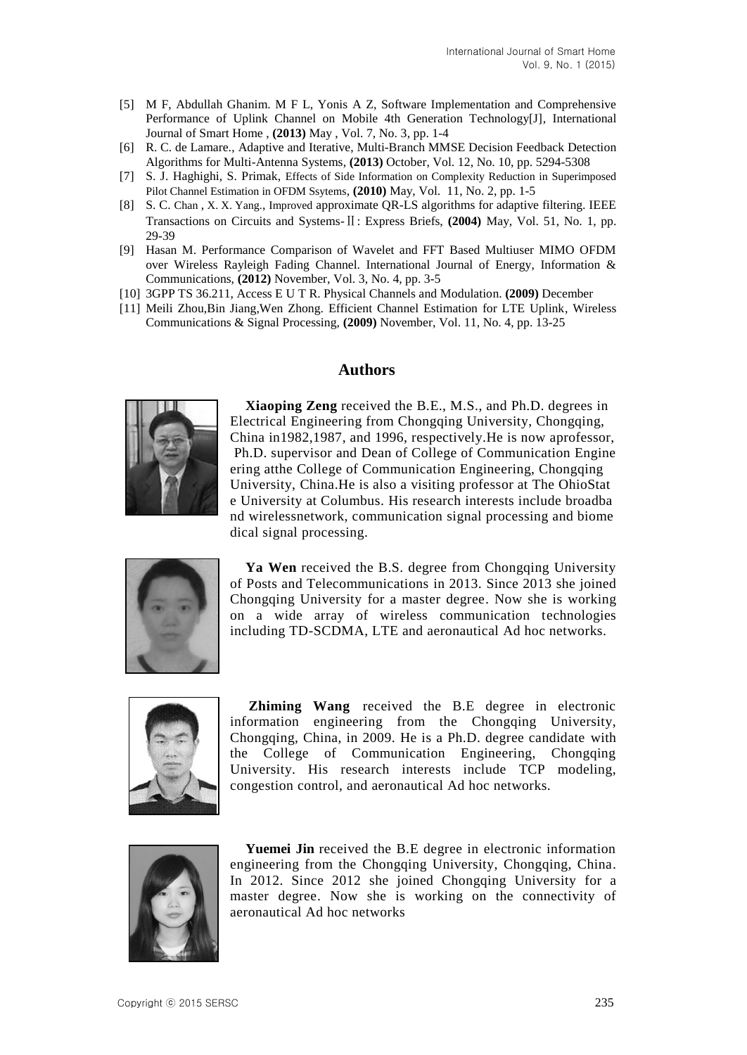[5] M F, Abdullah Ghanim. M F L, Yonis A Z, Software Implementation and Comprehensive Performance of Uplink Channel on Mobile 4th Generation Technology[J], International Journal of Smart Home , **(2013)** May , Vol. 7, No. 3, pp. 1-4

[6] R. C. de Lamare., Adaptive and Iterative, Multi-Branch MMSE Decision Feedback Detection Algorithms for Multi-Antenna Systems, **(2013)** October, Vol. 12, No. 10, pp. 5294-5308

[7] S. J. Haghighi, S. Primak, Effects of Side Information on Complexity Reduction in Superimposed Pilot Channel Estimation in OFDM Ssytems, **(2010)** May, Vol. 11, No. 2, pp. 1-5

[8] S. C. Chan , X. X. Yang., Improved approximate QR-LS algorithms for adaptive filtering. IEEE Transactions on Circuits and Systems-Ⅱ: Express Briefs, **(2004)** May, Vol. 51, No. 1, pp. 29-39

[9] Hasan M. Performance Comparison of Wavelet and FFT Based Multiuser MIMO OFDM over Wireless Rayleigh Fading Channel. International Journal of Energy, Information & Communications, **(2012)** November, Vol. 3, No. 4, pp. 3-5

[10] 3GPP TS 36.211, Access E U T R. Physical Channels and Modulation. **(2009)** December

[11] Meili Zhou,Bin Jiang,Wen Zhong. Efficient Channel Estimation for LTE Uplink, Wireless Communications & Signal Processing, **(2009)** November, Vol. 11, No. 4, pp. 13-25

## Authors

**Xiaoping Zeng** received the B.E., M.S., and Ph.D. degrees in Electrical Engineering from Chongqing University, Chongqing, China in1982,1987, and 1996, respectively.He is now aprofessor, Ph.D. supervisor and Dean of College of Communication Engineering atthe College of Communication Engineering, Chongqing University, China.He is also a visiting professor at The OhioState University at Columbus. His research interests include broadband wirelessnetwork, communication signal processing and biomedical signal processing.

**Ya Wen** received the B.S. degree from Chongqing University of Posts and Telecommunications in 2013. Since 2013 she joined Chongqing University for a master degree. Now she is working on a wide array of wireless communication technologies including TD-SCDMA, LTE and aeronautical Ad hoc networks.

**Zhiming Wang** received the B.E degree in electronic information engineering from the Chongqing University, Chongqing, China, in 2009. He is a Ph.D. degree candidate with the College of Communication Engineering, Chongqing University. His research interests include TCP modeling, congestion control, and aeronautical Ad hoc networks.

**Yuemei Jin** received the B.E degree in electronic information engineering from the Chongqing University, Chongqing, China. In 2012. Since 2012 she joined Chongqing University for a master degree. Now she is working on the connectivity of aeronautical Ad hoc networks